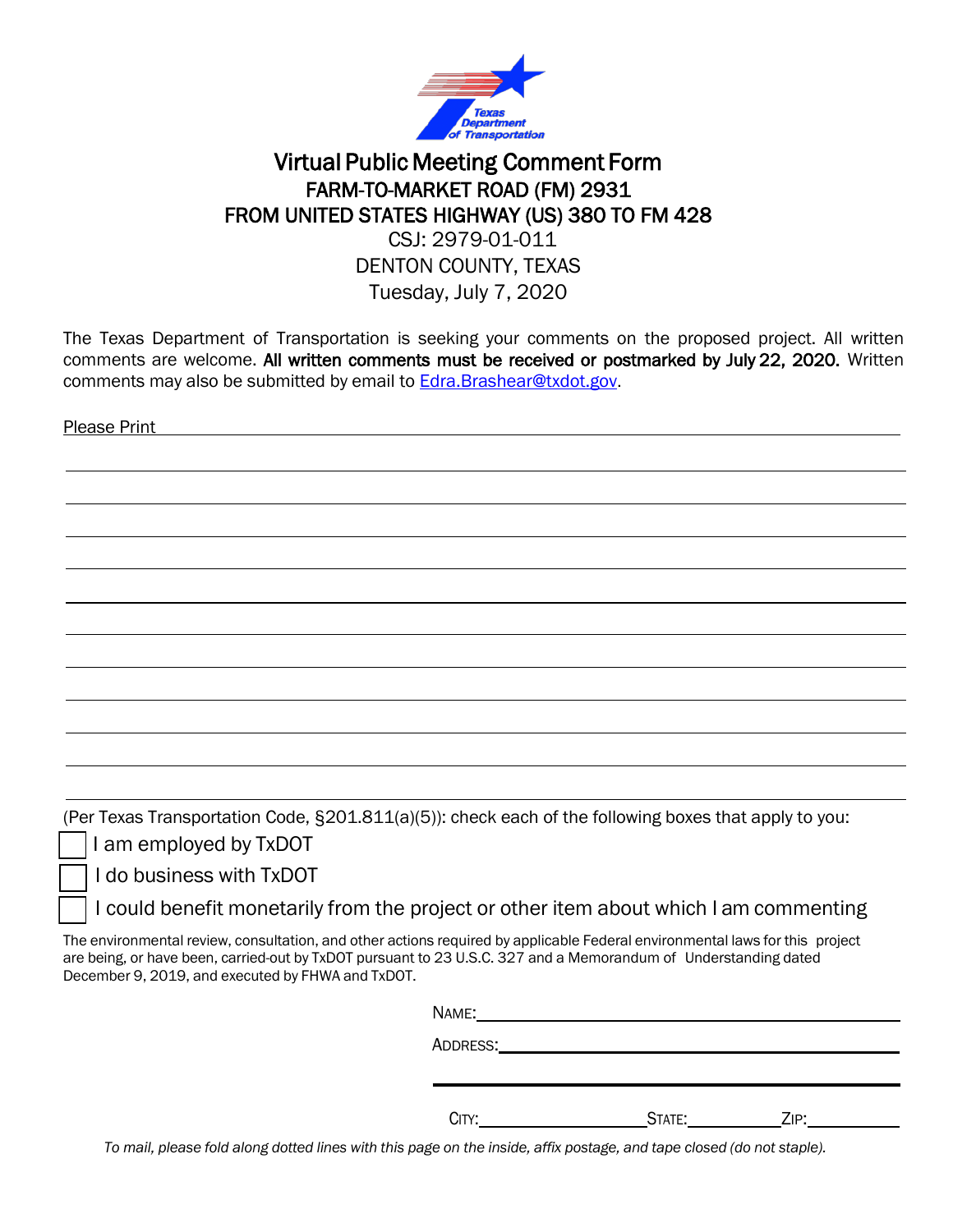# Virtual Public Meeting Comment Form

## FARM-TO-MARKET ROAD (FM) 2931
## FROM UNITED STATES HIGHWAY (US) 380 TO FM 428

CSJ: 2979-01-011

DENTON COUNTY, TEXAS

Tuesday, July 7, 2020

The Texas Department of Transportation is seeking your comments on the proposed project. All written comments are welcome. **All written comments must be received or postmarked by July 22, 2020.** Written comments may also be submitted by email to Edra.Brashear@txdot.gov.

Please Print ______________________________________________________________

(Per Texas Transportation Code, §201.811(a)(5)): check each of the following boxes that apply to you:

- ☐ I am employed by TxDOT
- ☐ I do business with TxDOT
- ☐ I could benefit monetarily from the project or other item about which I am commenting

The environmental review, consultation, and other actions required by applicable Federal environmental laws for this project are being, or have been, carried-out by TxDOT pursuant to 23 U.S.C. 327 and a Memorandum of Understanding dated December 9, 2019, and executed by FHWA and TxDOT.

NAME: ______________________________

ADDRESS: ______________________________

______________________________

CITY: ____________ STATE: ________ ZIP: ________

*To mail, please fold along dotted lines with this page on the inside, affix postage, and tape closed (do not staple).*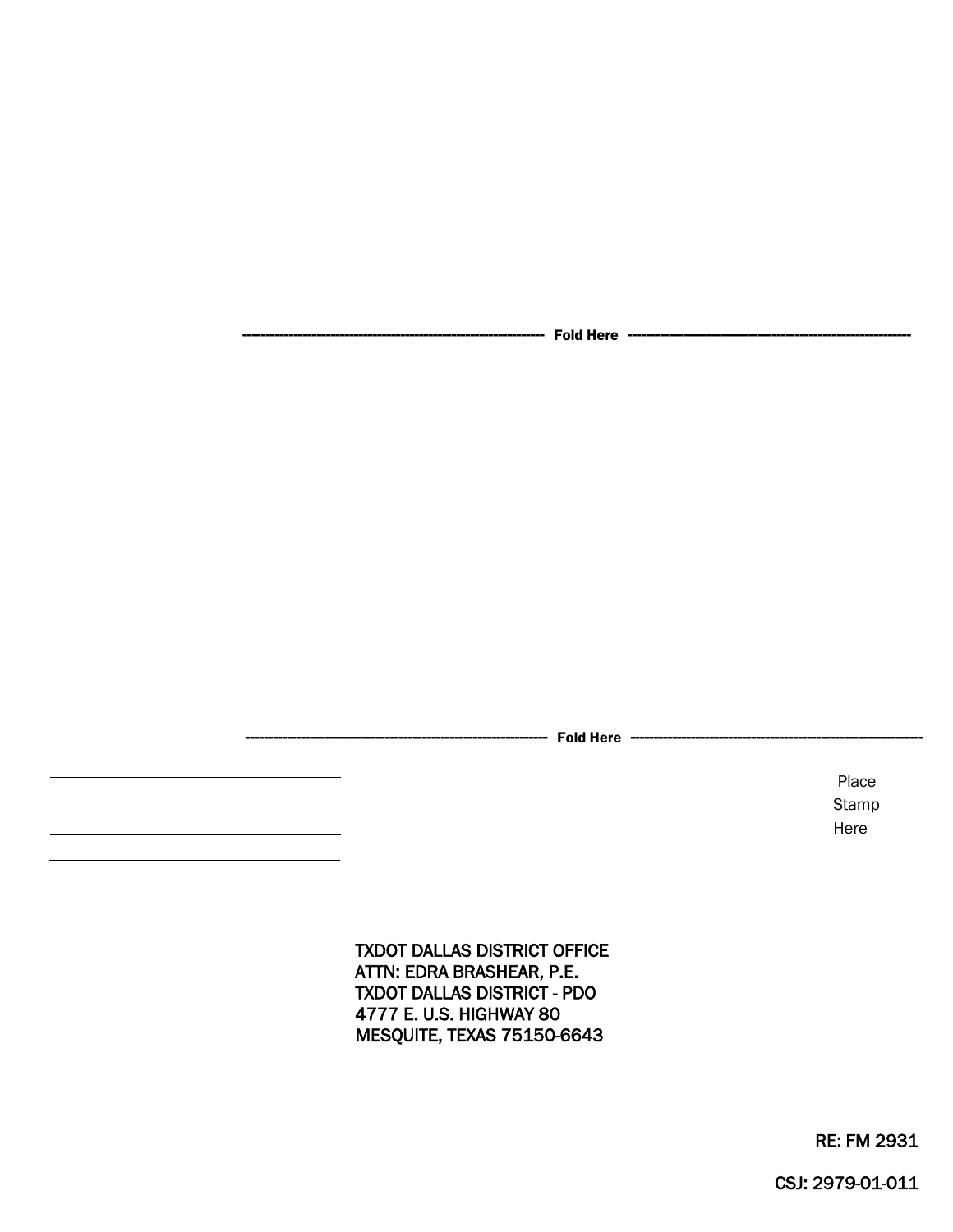------------------------------------------------------------------ **Fold Here** ------------------------------------------------------------------

------------------------------------------------------------------ **Fold Here** ------------------------------------------------------------------

\_\_\_\_\_\_\_\_\_\_\_\_\_\_\_\_\_\_\_\_\_\_\_\_\_\_\_\_\_\_\_\_\_\_\_\_

\_\_\_\_\_\_\_\_\_\_\_\_\_\_\_\_\_\_\_\_\_\_\_\_\_\_\_\_\_\_\_\_\_\_\_\_

\_\_\_\_\_\_\_\_\_\_\_\_\_\_\_\_\_\_\_\_\_\_\_\_\_\_\_\_\_\_\_\_\_\_\_\_

\_\_\_\_\_\_\_\_\_\_\_\_\_\_\_\_\_\_\_\_\_\_\_\_\_\_\_\_\_\_\_\_\_\_\_\_

Place
Stamp
Here

TXDOT DALLAS DISTRICT OFFICE
ATTN: EDRA BRASHEAR, P.E.
TXDOT DALLAS DISTRICT - PDO
4777 E. U.S. HIGHWAY 80
MESQUITE, TEXAS 75150-6643

RE: FM 2931

CSJ: 2979-01-011